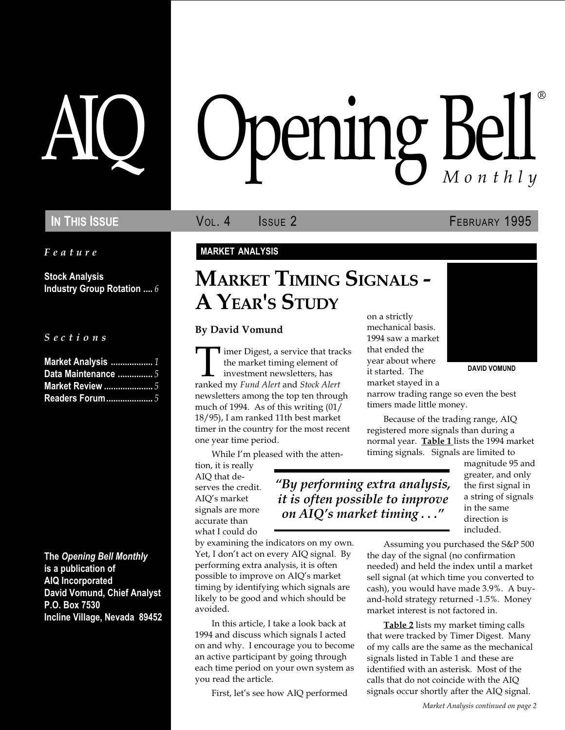# AIQ Opening Bell® Monthly

**In This Issue** Vol. 4 Issue 2 February 1995

*Feature*

**Stock Analysis Industry Group Rotation .... 6**

*Sections*

**Market Analysis .................. 1**
**Data Maintenance ............... 5**
**Market Review ..................... 5**
**Readers Forum .................... 5**

**The *Opening Bell Monthly* is a publication of AIQ Incorporated David Vomund, Chief Analyst P.O. Box 7530 Incline Village, Nevada 89452**

MARKET ANALYSIS

## Market Timing Signals - A Year's Study

**By David Vomund**

DAVID VOMUND

Timer Digest, a service that tracks the market timing element of investment newsletters, has ranked my *Fund Alert* and *Stock Alert* newsletters among the top ten through much of 1994. As of this writing (01/18/95), I am ranked 11th best market timer in the country for the most recent one year time period.

While I'm pleased with the attention, it is really AIQ that deserves the credit. AIQ's market signals are more accurate than what I could do by examining the indicators on my own. Yet, I don't act on every AIQ signal. By performing extra analysis, it is often possible to improve on AIQ's market timing by identifying which signals are likely to be good and which should be avoided.

> *"By performing extra analysis, it is often possible to improve on AIQ's market timing . . ."*

In this article, I take a look back at 1994 and discuss which signals I acted on and why. I encourage you to become an active participant by going through each time period on your own system as you read the article.

First, let's see how AIQ performed on a strictly mechanical basis. 1994 saw a market that ended the year about where it started. The market stayed in a narrow trading range so even the best timers made little money.

Because of the trading range, AIQ registered more signals than during a normal year. **Table 1** lists the 1994 market timing signals. Signals are limited to magnitude 95 and greater, and only the first signal in a string of signals in the same direction is included.

Assuming you purchased the S&P 500 the day of the signal (no confirmation needed) and held the index until a market sell signal (at which time you converted to cash), you would have made 3.9%. A buy-and-hold strategy returned -1.5%. Money market interest is not factored in.

**Table 2** lists my market timing calls that were tracked by Timer Digest. Many of my calls are the same as the mechanical signals listed in Table 1 and these are identified with an asterisk. Most of the calls that do not coincide with the AIQ signals occur shortly after the AIQ signal.

*Market Analysis continued on page 2*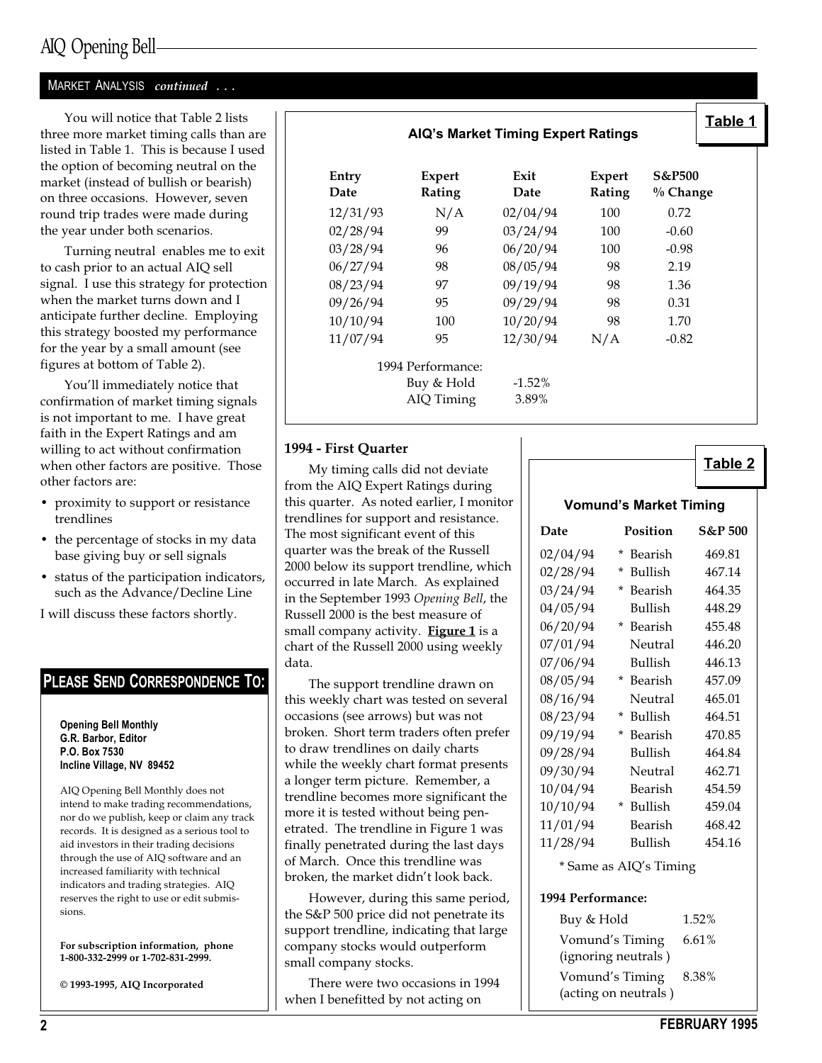## MARKET ANALYSIS *continued . . .*

You will notice that Table 2 lists three more market timing calls than are listed in Table 1. This is because I used the option of becoming neutral on the market (instead of bullish or bearish) on three occasions. However, seven round trip trades were made during the year under both scenarios.

Turning neutral enables me to exit to cash prior to an actual AIQ sell signal. I use this strategy for protection when the market turns down and I anticipate further decline. Employing this strategy boosted my performance for the year by a small amount (see figures at bottom of Table 2).

You'll immediately notice that confirmation of market timing signals is not important to me. I have great faith in the Expert Ratings and am willing to act without confirmation when other factors are positive. Those other factors are:

- proximity to support or resistance trendlines
- the percentage of stocks in my data base giving buy or sell signals
- status of the participation indicators, such as the Advance/Decline Line

I will discuss these factors shortly.

**Table 1**

**AIQ's Market Timing Expert Ratings**

| Entry Date | Expert Rating | Exit Date | Expert Rating | S&P500 % Change |
|---|---|---|---|---|
| 12/31/93 | N/A | 02/04/94 | 100 | 0.72 |
| 02/28/94 | 99 | 03/24/94 | 100 | -0.60 |
| 03/28/94 | 96 | 06/20/94 | 100 | -0.98 |
| 06/27/94 | 98 | 08/05/94 | 98 | 2.19 |
| 08/23/94 | 97 | 09/19/94 | 98 | 1.36 |
| 09/26/94 | 95 | 09/29/94 | 98 | 0.31 |
| 10/10/94 | 100 | 10/20/94 | 98 | 1.70 |
| 11/07/94 | 95 | 12/30/94 | N/A | -0.82 |

1994 Performance:
Buy & Hold -1.52%
AIQ Timing 3.89%

### 1994 - First Quarter

My timing calls did not deviate from the AIQ Expert Ratings during this quarter. As noted earlier, I monitor trendlines for support and resistance. The most significant event of this quarter was the break of the Russell 2000 below its support trendline, which occurred in late March. As explained in the September 1993 *Opening Bell*, the Russell 2000 is the best measure of small company activity. **Figure 1** is a chart of the Russell 2000 using weekly data.

The support trendline drawn on this weekly chart was tested on several occasions (see arrows) but was not broken. Short term traders often prefer to draw trendlines on daily charts while the weekly chart format presents a longer term picture. Remember, a trendline becomes more significant the more it is tested without being penetrated. The trendline in Figure 1 was finally penetrated during the last days of March. Once this trendline was broken, the market didn't look back.

However, during this same period, the S&P 500 price did not penetrate its support trendline, indicating that large company stocks would outperform small company stocks.

There were two occasions in 1994 when I benefitted by not acting on

**Table 2**

**Vomund's Market Timing**

| Date | Position | S&P 500 |
|---|---|---|
| 02/04/94 | * Bearish | 469.81 |
| 02/28/94 | * Bullish | 467.14 |
| 03/24/94 | * Bearish | 464.35 |
| 04/05/94 | Bullish | 448.29 |
| 06/20/94 | * Bearish | 455.48 |
| 07/01/94 | Neutral | 446.20 |
| 07/06/94 | Bullish | 446.13 |
| 08/05/94 | * Bearish | 457.09 |
| 08/16/94 | Neutral | 465.01 |
| 08/23/94 | * Bullish | 464.51 |
| 09/19/94 | * Bearish | 470.85 |
| 09/28/94 | Bullish | 464.84 |
| 09/30/94 | Neutral | 462.71 |
| 10/04/94 | Bearish | 454.59 |
| 10/10/94 | * Bullish | 459.04 |
| 11/01/94 | Bearish | 468.42 |
| 11/28/94 | Bullish | 454.16 |

\* Same as AIQ's Timing

**1994 Performance:**

| | |
|---|---|
| Buy & Hold | 1.52% |
| Vomund's Timing (ignoring neutrals) | 6.61% |
| Vomund's Timing (acting on neutrals) | 8.38% |

## PLEASE SEND CORRESPONDENCE TO:

**Opening Bell Monthly**
**G.R. Barbor, Editor**
**P.O. Box 7530**
**Incline Village, NV 89452**

AIQ Opening Bell Monthly does not intend to make trading recommendations, nor do we publish, keep or claim any track records. It is designed as a serious tool to aid investors in their trading decisions through the use of AIQ software and an increased familiarity with technical indicators and trading strategies. AIQ reserves the right to use or edit submissions.

**For subscription information, phone 1-800-332-2999 or 1-702-831-2999.**

**© 1993-1995, AIQ Incorporated**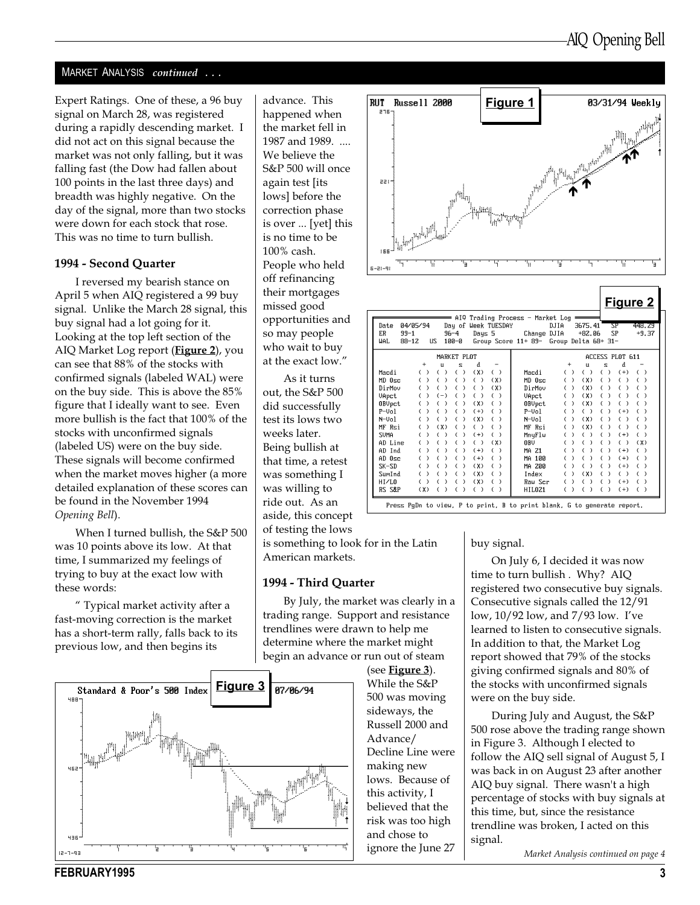MARKET ANALYSIS *continued . . .*

Expert Ratings. One of these, a 96 buy signal on March 28, was registered during a rapidly descending market. I did not act on this signal because the market was not only falling, but it was falling fast (the Dow had fallen about 100 points in the last three days) and breadth was highly negative. On the day of the signal, more than two stocks were down for each stock that rose. This was no time to turn bullish.

### 1994 - Second Quarter

I reversed my bearish stance on April 5 when AIQ registered a 99 buy signal. Unlike the March 28 signal, this buy signal had a lot going for it. Looking at the top left section of the AIQ Market Log report (**Figure 2**), you can see that 88% of the stocks with confirmed signals (labeled WAL) were on the buy side. This is above the 85% figure that I ideally want to see. Even more bullish is the fact that 100% of the stocks with unconfirmed signals (labeled US) were on the buy side. These signals will become confirmed when the market moves higher (a more detailed explanation of these scores can be found in the November 1994 *Opening Bell*).

When I turned bullish, the S&P 500 was 10 points above its low. At that time, I summarized my feelings of trying to buy at the exact low with these words:

" Typical market activity after a fast-moving correction is the market has a short-term rally, falls back to its previous low, and then begins its advance. This happened when the market fell in 1987 and 1989. .... We believe the S&P 500 will once again test [its lows] before the correction phase is over ... [yet] this is no time to be 100% cash. People who held off refinancing their mortgages missed good opportunities and so may people who wait to buy at the exact low."

As it turns out, the S&P 500 did successfully test its lows two weeks later. Being bullish at that time, a retest was something I was willing to ride out. As an aside, this concept of testing the lows is something to look for in the Latin American markets.

**Figure 1**

**Figure 2**

```
AIQ Trading Process - Market Log
Date  04/05/94     Day of Week TUESDAY       DJIA   3675.41   SP    449.29
ER    99-1         96-4    Days 5        Change DJIA   +82.06   SP    +9.37
WAL   88-12   US   100-0   Group Score 11+ 89-   Group Delta 68+ 31-

             MARKET PLOT                          ACCESS PLOT 611
          +    u    s    d    -                 +    u    s    d    -
Macdi    ( )  ( )  ( )  (X)  ( )      Macdi    ( )  ( )  ( )  (+)  ( )
MD Osc   ( )  ( )  ( )  ( )  (X)      MD Osc   ( )  (X)  ( )  ( )  ( )
DirMov   ( )  ( )  ( )  ( )  (X)      DirMov   ( )  (X)  ( )  ( )  ( )
VApct    ( )  (-)  ( )  ( )  ( )      VApct    ( )  (X)  ( )  ( )  ( )
OBVpct   ( )  ( )  ( )  (X)  ( )      OBVpct   ( )  (X)  ( )  ( )  ( )
P-Vol    ( )  ( )  ( )  (+)  ( )      P-Vol    ( )  ( )  ( )  (+)  ( )
N-Vol    ( )  ( )  ( )  (X)  ( )      N-Vol    ( )  (X)  ( )  ( )  ( )
MF Rsi   ( )  (X)  ( )  ( )  ( )      MF Rsi   ( )  (X)  ( )  ( )  ( )
SVMA     ( )  ( )  ( )  (+)  ( )      MnyFlw   ( )  ( )  ( )  (+)  ( )
AD Line  ( )  ( )  ( )  ( )  (X)      OBV      ( )  ( )  ( )  ( )  (X)
AD Ind   ( )  ( )  ( )  (+)  ( )      MA 21    ( )  ( )  ( )  (+)  ( )
AD Osc   ( )  ( )  ( )  (+)  ( )      MA 100   ( )  ( )  ( )  (+)  ( )
SK-SD    ( )  ( )  ( )  (X)  ( )      MA 200   ( )  ( )  ( )  (+)  ( )
SumInd   ( )  ( )  ( )  (X)  ( )      Index    ( )  (X)  ( )  ( )  ( )
HI/LO    ( )  ( )  ( )  (X)  ( )      Raw Scr  ( )  ( )  ( )  (+)  ( )
RS S&P   (X)  ( )  ( )  ( )  ( )      HILO21   ( )  ( )  ( )  (+)  ( )

Press PgDn to view, P to print, B to print blank, G to generate report.
```

### 1994 - Third Quarter

By July, the market was clearly in a trading range. Support and resistance trendlines were drawn to help me determine where the market might begin an advance or run out of steam (see **Figure 3**). While the S&P 500 was moving sideways, the Russell 2000 and Advance/Decline Line were making new lows. Because of this activity, I believed that the risk was too high and chose to ignore the June 27 buy signal.

**Figure 3**

On July 6, I decided it was now time to turn bullish . Why? AIQ registered two consecutive buy signals. Consecutive signals called the 12/91 low, 10/92 low, and 7/93 low. I've learned to listen to consecutive signals. In addition to that, the Market Log report showed that 79% of the stocks giving confirmed signals and 80% of the stocks with unconfirmed signals were on the buy side.

During July and August, the S&P 500 rose above the trading range shown in Figure 3. Although I elected to follow the AIQ sell signal of August 5, I was back in on August 23 after another AIQ buy signal. There wasn't a high percentage of stocks with buy signals at this time, but, since the resistance trendline was broken, I acted on this signal.

*Market Analysis continued on page 4*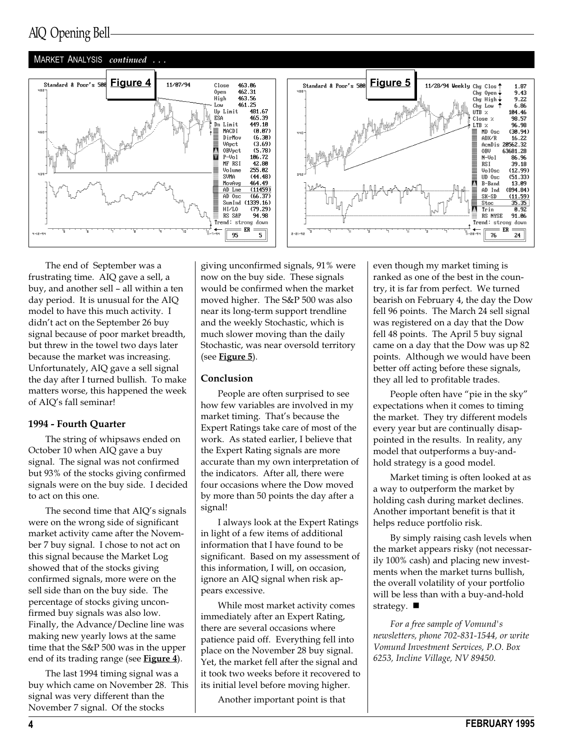MARKET ANALYSIS *continued . . .*

Figure 4

Figure 5

The end of September was a frustrating time. AIQ gave a sell, a buy, and another sell – all within a ten day period. It is unusual for the AIQ model to have this much activity. I didn't act on the September 26 buy signal because of poor market breadth, but threw in the towel two days later because the market was increasing. Unfortunately, AIQ gave a sell signal the day after I turned bullish. To make matters worse, this happened the week of AIQ's fall seminar!

### 1994 - Fourth Quarter

The string of whipsaws ended on October 10 when AIQ gave a buy signal. The signal was not confirmed but 93% of the stocks giving confirmed signals were on the buy side. I decided to act on this one.

The second time that AIQ's signals were on the wrong side of significant market activity came after the November 7 buy signal. I chose to not act on this signal because the Market Log showed that of the stocks giving confirmed signals, more were on the sell side than on the buy side. The percentage of stocks giving unconfirmed buy signals was also low. Finally, the Advance/Decline line was making new yearly lows at the same time that the S&P 500 was in the upper end of its trading range (see **Figure 4**).

The last 1994 timing signal was a buy which came on November 28. This signal was very different than the November 7 signal. Of the stocks giving unconfirmed signals, 91% were now on the buy side. These signals would be confirmed when the market moved higher. The S&P 500 was also near its long-term support trendline and the weekly Stochastic, which is much slower moving than the daily Stochastic, was near oversold territory (see **Figure 5**).

### Conclusion

People are often surprised to see how few variables are involved in my market timing. That's because the Expert Ratings take care of most of the work. As stated earlier, I believe that the Expert Rating signals are more accurate than my own interpretation of the indicators. After all, there were four occasions where the Dow moved by more than 50 points the day after a signal!

I always look at the Expert Ratings in light of a few items of additional information that I have found to be significant. Based on my assessment of this information, I will, on occasion, ignore an AIQ signal when risk appears excessive.

While most market activity comes immediately after an Expert Rating, there are several occasions where patience paid off. Everything fell into place on the November 28 buy signal. Yet, the market fell after the signal and it took two weeks before it recovered to its initial level before moving higher.

Another important point is that even though my market timing is ranked as one of the best in the country, it is far from perfect. We turned bearish on February 4, the day the Dow fell 96 points. The March 24 sell signal was registered on a day that the Dow fell 48 points. The April 5 buy signal came on a day that the Dow was up 82 points. Although we would have been better off acting before these signals, they all led to profitable trades.

People often have "pie in the sky" expectations when it comes to timing the market. They try different models every year but are continually disappointed in the results. In reality, any model that outperforms a buy-and-hold strategy is a good model.

Market timing is often looked at as a way to outperform the market by holding cash during market declines. Another important benefit is that it helps reduce portfolio risk.

By simply raising cash levels when the market appears risky (not necessarily 100% cash) and placing new investments when the market turns bullish, the overall volatility of your portfolio will be less than with a buy-and-hold strategy. ■

*For a free sample of Vomund's newsletters, phone 702-831-1544, or write Vomund Investment Services, P.O. Box 6253, Incline Village, NV 89450.*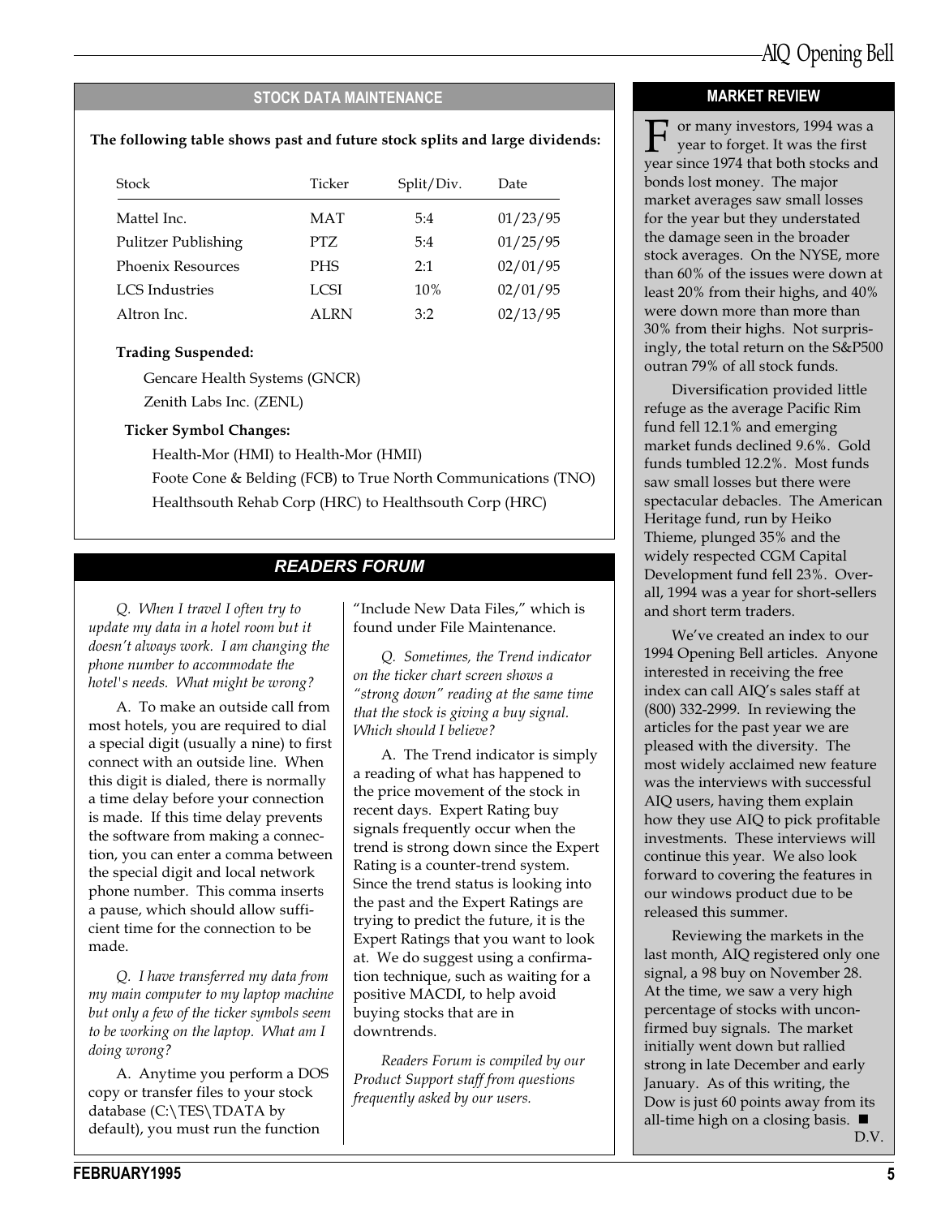## STOCK DATA MAINTENANCE

**The following table shows past and future stock splits and large dividends:**

| Stock | Ticker | Split/Div. | Date |
|---|---|---|---|
| Mattel Inc. | MAT | 5:4 | 01/23/95 |
| Pulitzer Publishing | PTZ | 5:4 | 01/25/95 |
| Phoenix Resources | PHS | 2:1 | 02/01/95 |
| LCS Industries | LCSI | 10% | 02/01/95 |
| Altron Inc. | ALRN | 3:2 | 02/13/95 |

**Trading Suspended:**

Gencare Health Systems (GNCR)
Zenith Labs Inc. (ZENL)

**Ticker Symbol Changes:**

Health-Mor (HMI) to Health-Mor (HMII)
Foote Cone & Belding (FCB) to True North Communications (TNO)
Healthsouth Rehab Corp (HRC) to Healthsouth Corp (HRC)

## READERS FORUM

*Q. When I travel I often try to update my data in a hotel room but it doesn't always work. I am changing the phone number to accommodate the hotel's needs. What might be wrong?*

A. To make an outside call from most hotels, you are required to dial a special digit (usually a nine) to first connect with an outside line. When this digit is dialed, there is normally a time delay before your connection is made. If this time delay prevents the software from making a connection, you can enter a comma between the special digit and local network phone number. This comma inserts a pause, which should allow sufficient time for the connection to be made.

*Q. I have transferred my data from my main computer to my laptop machine but only a few of the ticker symbols seem to be working on the laptop. What am I doing wrong?*

A. Anytime you perform a DOS copy or transfer files to your stock database (C:\TES\TDATA by default), you must run the function "Include New Data Files," which is found under File Maintenance.

*Q. Sometimes, the Trend indicator on the ticker chart screen shows a "strong down" reading at the same time that the stock is giving a buy signal. Which should I believe?*

A. The Trend indicator is simply a reading of what has happened to the price movement of the stock in recent days. Expert Rating buy signals frequently occur when the trend is strong down since the Expert Rating is a counter-trend system. Since the trend status is looking into the past and the Expert Ratings are trying to predict the future, it is the Expert Ratings that you want to look at. We do suggest using a confirmation technique, such as waiting for a positive MACDI, to help avoid buying stocks that are in downtrends.

*Readers Forum is compiled by our Product Support staff from questions frequently asked by our users.*

## MARKET REVIEW

For many investors, 1994 was a year to forget. It was the first year since 1974 that both stocks and bonds lost money. The major market averages saw small losses for the year but they understated the damage seen in the broader stock averages. On the NYSE, more than 60% of the issues were down at least 20% from their highs, and 40% were down more than more than 30% from their highs. Not surprisingly, the total return on the S&P500 outran 79% of all stock funds.

Diversification provided little refuge as the average Pacific Rim fund fell 12.1% and emerging market funds declined 9.6%. Gold funds tumbled 12.2%. Most funds saw small losses but there were spectacular debacles. The American Heritage fund, run by Heiko Thieme, plunged 35% and the widely respected CGM Capital Development fund fell 23%. Overall, 1994 was a year for short-sellers and short term traders.

We've created an index to our 1994 Opening Bell articles. Anyone interested in receiving the free index can call AIQ's sales staff at (800) 332-2999. In reviewing the articles for the past year we are pleased with the diversity. The most widely acclaimed new feature was the interviews with successful AIQ users, having them explain how they use AIQ to pick profitable investments. These interviews will continue this year. We also look forward to covering the features in our windows product due to be released this summer.

Reviewing the markets in the last month, AIQ registered only one signal, a 98 buy on November 28. At the time, we saw a very high percentage of stocks with unconfirmed buy signals. The market initially went down but rallied strong in late December and early January. As of this writing, the Dow is just 60 points away from its all-time high on a closing basis. ■

D.V.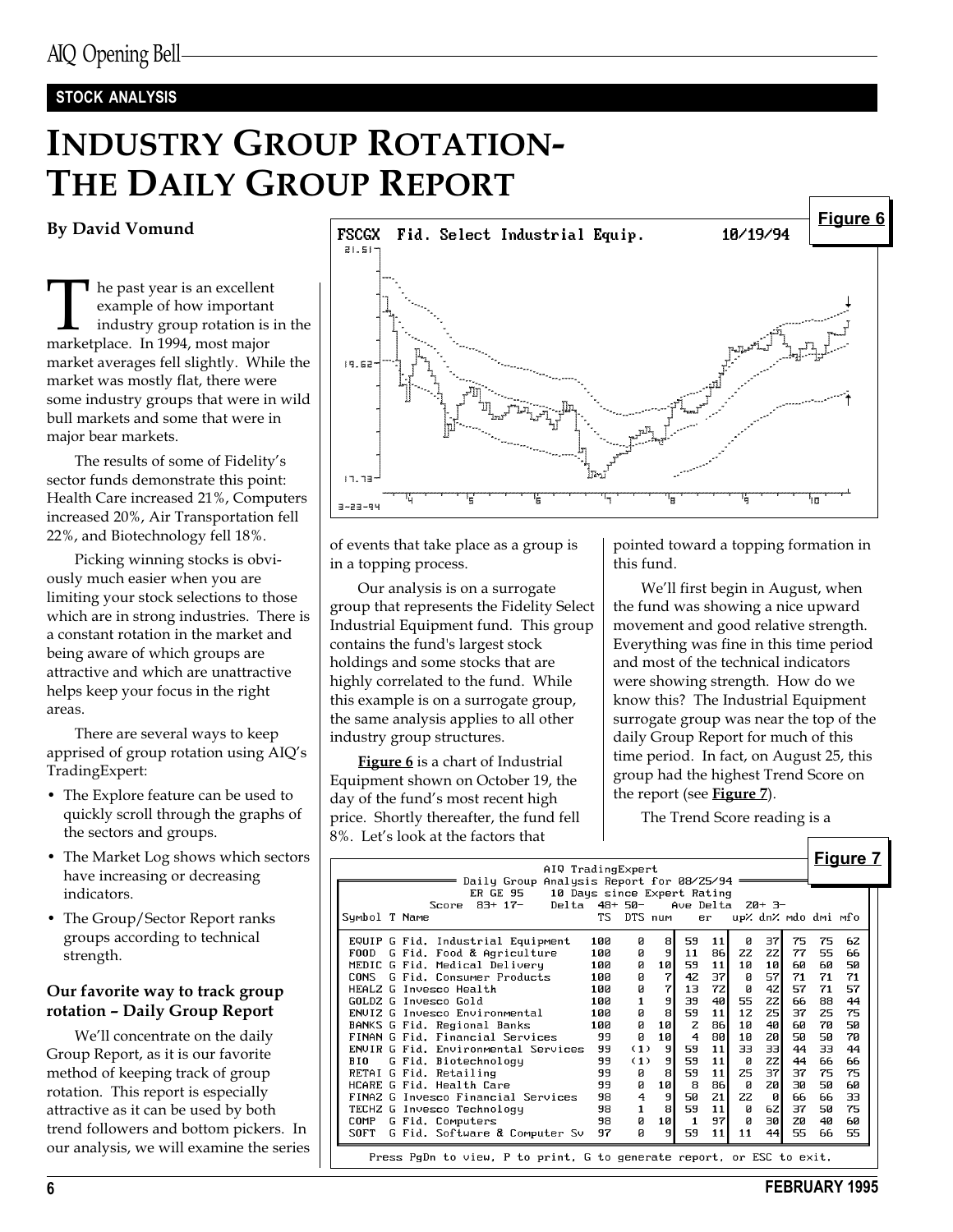## STOCK ANALYSIS

# INDUSTRY GROUP ROTATION-THE DAILY GROUP REPORT

**By David Vomund**

The past year is an excellent example of how important industry group rotation is in the marketplace. In 1994, most major market averages fell slightly. While the market was mostly flat, there were some industry groups that were in wild bull markets and some that were in major bear markets.

The results of some of Fidelity's sector funds demonstrate this point: Health Care increased 21%, Computers increased 20%, Air Transportation fell 22%, and Biotechnology fell 18%.

Picking winning stocks is obviously much easier when you are limiting your stock selections to those which are in strong industries. There is a constant rotation in the market and being aware of which groups are attractive and which are unattractive helps keep your focus in the right areas.

There are several ways to keep apprised of group rotation using AIQ's TradingExpert:

- The Explore feature can be used to quickly scroll through the graphs of the sectors and groups.
- The Market Log shows which sectors have increasing or decreasing indicators.
- The Group/Sector Report ranks groups according to technical strength.

### Our favorite way to track group rotation – Daily Group Report

We'll concentrate on the daily Group Report, as it is our favorite method of keeping track of group rotation. This report is especially attractive as it can be used by both trend followers and bottom pickers. In our analysis, we will examine the series of events that take place as a group is in a topping process.

Our analysis is on a surrogate group that represents the Fidelity Select Industrial Equipment fund. This group contains the fund's largest stock holdings and some stocks that are highly correlated to the fund. While this example is on a surrogate group, the same analysis applies to all other industry group structures.

**Figure 6** is a chart of Industrial Equipment shown on October 19, the day of the fund's most recent high price. Shortly thereafter, the fund fell 8%. Let's look at the factors that pointed toward a topping formation in this fund.

We'll first begin in August, when the fund was showing a nice upward movement and good relative strength. Everything was fine in this time period and most of the technical indicators were showing strength. How do we know this? The Industrial Equipment surrogate group was near the top of the daily Group Report for much of this time period. In fact, on August 25, this group had the highest Trend Score on the report (see **Figure 7**).

The Trend Score reading is a

**Figure 6**

FSCGX Fid. Select Industrial Equip. 10/19/94

**Figure 7**

AIQ TradingExpert — Daily Group Analysis Report for 08/25/94
ER GE 95    10 Days since Expert Rating
Score 83+ 17-    Delta 48+ 50-    Ave Delta 20+ 3-

| Symbol | T | Name | TS | DTS | num | er | | up% | dn% | mdo | dmi | mfo |
|---|---|---|---|---|---|---|---|---|---|---|---|---|
| EQUIP | G | Fid. Industrial Equipment | 100 | 0 | 8 | 59 | 11 | 0 | 37 | 75 | 75 | 62 |
| FOOD | G | Fid. Food & Agriculture | 100 | 0 | 9 | 11 | 86 | 22 | 22 | 77 | 55 | 66 |
| MEDIC | G | Fid. Medical Delivery | 100 | 0 | 10 | 59 | 11 | 10 | 10 | 60 | 60 | 50 |
| CONS | G | Fid. Consumer Products | 100 | 0 | 7 | 42 | 37 | 0 | 57 | 71 | 71 | 71 |
| HEALZ | G | Invesco Health | 100 | 0 | 7 | 13 | 72 | 0 | 42 | 57 | 71 | 57 |
| GOLDZ | G | Invesco Gold | 100 | 1 | 9 | 39 | 40 | 55 | 22 | 66 | 88 | 44 |
| ENVIZ | G | Invesco Environmental | 100 | 0 | 8 | 59 | 11 | 12 | 25 | 37 | 25 | 75 |
| BANKS | G | Fid. Regional Banks | 100 | 0 | 10 | 2 | 86 | 10 | 40 | 60 | 70 | 50 |
| FINAN | G | Fid. Financial Services | 99 | 0 | 10 | 4 | 80 | 10 | 20 | 50 | 50 | 70 |
| ENVIR | G | Fid. Environmental Services | 99 | (1) | 9 | 59 | 11 | 33 | 33 | 44 | 33 | 44 |
| BIO | G | Fid. Biotechnology | 99 | (1) | 9 | 59 | 11 | 0 | 22 | 44 | 66 | 66 |
| RETAI | G | Fid. Retailing | 99 | 0 | 8 | 59 | 11 | 25 | 37 | 37 | 75 | 75 |
| HCARE | G | Fid. Health Care | 99 | 0 | 10 | 8 | 86 | 0 | 20 | 30 | 50 | 60 |
| FINAZ | G | Invesco Financial Services | 98 | 4 | 9 | 50 | 21 | 22 | 0 | 66 | 66 | 33 |
| TECHZ | G | Invesco Technology | 98 | 1 | 8 | 59 | 11 | 0 | 62 | 37 | 50 | 75 |
| COMP | G | Fid. Computers | 98 | 0 | 10 | 1 | 97 | 0 | 30 | 20 | 40 | 60 |
| SOFT | G | Fid. Software & Computer Sv | 97 | 0 | 9 | 59 | 11 | 11 | 44 | 55 | 66 | 55 |

Press PgDn to view, P to print, G to generate report, or ESC to exit.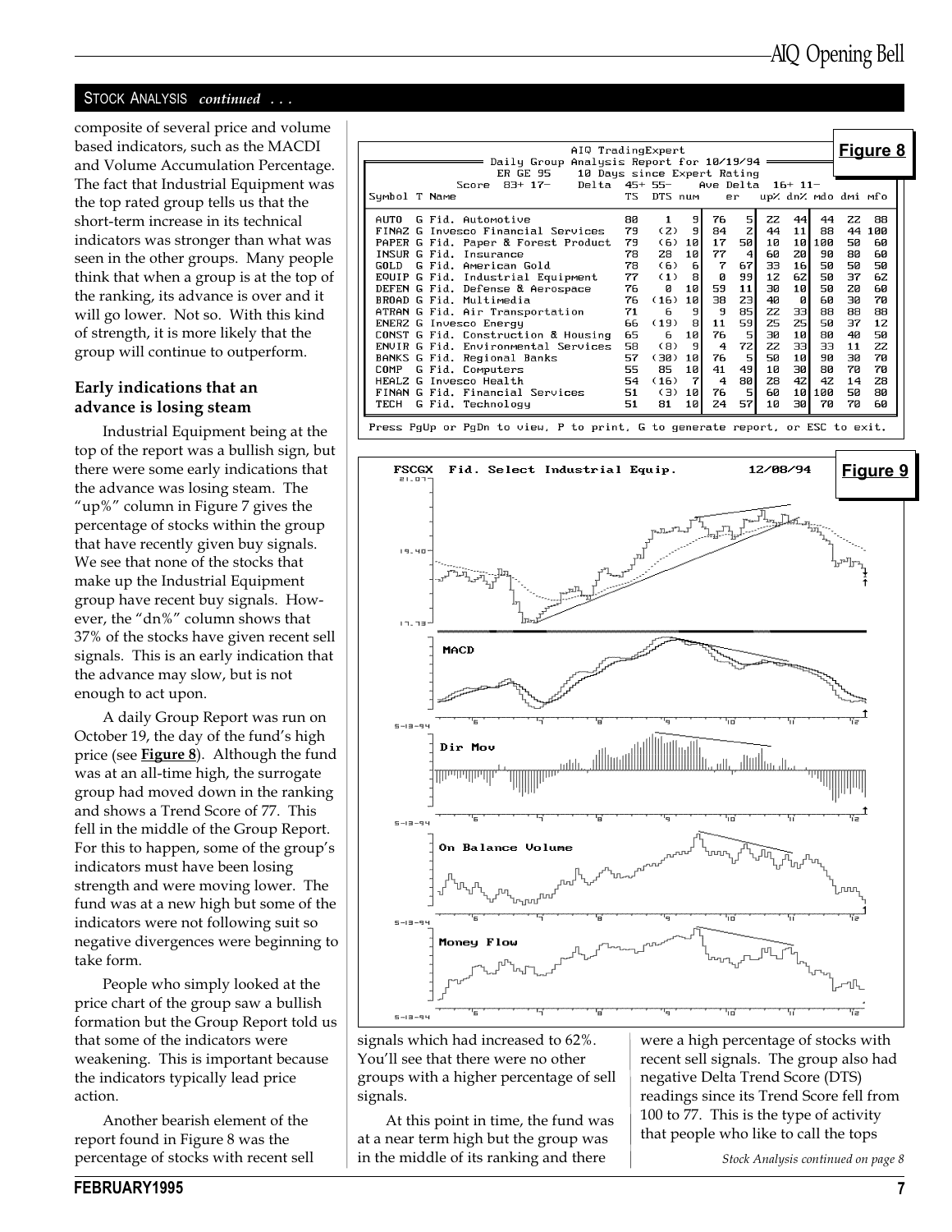STOCK ANALYSIS *continued . . .*

composite of several price and volume based indicators, such as the MACDI and Volume Accumulation Percentage. The fact that Industrial Equipment was the top rated group tells us that the short-term increase in its technical indicators was stronger than what was seen in the other groups. Many people think that when a group is at the top of the ranking, its advance is over and it will go lower. Not so. With this kind of strength, it is more likely that the group will continue to outperform.

**Early indications that an advance is losing steam**

Industrial Equipment being at the top of the report was a bullish sign, but there were some early indications that the advance was losing steam. The "up%" column in Figure 7 gives the percentage of stocks within the group that have recently given buy signals. We see that none of the stocks that make up the Industrial Equipment group have recent buy signals. However, the "dn%" column shows that 37% of the stocks have given recent sell signals. This is an early indication that the advance may slow, but is not enough to act upon.

A daily Group Report was run on October 19, the day of the fund's high price (see **Figure 8**). Although the fund was at an all-time high, the surrogate group had moved down in the ranking and shows a Trend Score of 77. This fell in the middle of the Group Report. For this to happen, some of the group's indicators must have been losing strength and were moving lower. The fund was at a new high but some of the indicators were not following suit so negative divergences were beginning to take form.

People who simply looked at the price chart of the group saw a bullish formation but the Group Report told us that some of the indicators were weakening. This is important because the indicators typically lead price action.

Another bearish element of the report found in Figure 8 was the percentage of stocks with recent sell signals which had increased to 62%. You'll see that there were no other groups with a higher percentage of sell signals.

At this point in time, the fund was at a near term high but the group was in the middle of its ranking and there were a high percentage of stocks with recent sell signals. The group also had negative Delta Trend Score (DTS) readings since its Trend Score fell from 100 to 77. This is the type of activity that people who like to call the tops

**Figure 8**

AIQ TradingExpert
Daily Group Analysis Report for 10/19/94
ER GE 95 — 10 Days since Expert Rating
Score 83+ 17- Delta 45+ 55- Ave Delta 16+ 11-

| Symbol | T | Name | TS | DTS | num | er | up% | dn% | mdo | dmi | mfo |
|---|---|---|---|---|---|---|---|---|---|---|---|
| AUTO | G | Fid. Automotive | 80 | 1 | 9 | 76 | 5 | 22 | 44 | 44 | 22 | 88 |
| FINAZ | G | Invesco Financial Services | 79 | (2) | 9 | 84 | 2 | 44 | 11 | 88 | 44 | 100 |
| PAPER | G | Fid. Paper & Forest Product | 79 | (6) | 10 | 17 | 50 | 10 | 10 | 100 | 50 | 60 |
| INSUR | G | Fid. Insurance | 78 | 28 | 10 | 77 | 4 | 60 | 20 | 90 | 80 | 60 |
| GOLD | G | Fid. American Gold | 78 | (6) | 6 | 7 | 67 | 33 | 16 | 50 | 50 | 50 |
| EQUIP | G | Fid. Industrial Equipment | 77 | (1) | 8 | 0 | 99 | 12 | 62 | 50 | 37 | 62 |
| DEFEN | G | Fid. Defense & Aerospace | 76 | 0 | 10 | 59 | 11 | 30 | 10 | 50 | 20 | 60 |
| BROAD | G | Fid. Multimedia | 76 | (16) | 10 | 38 | 23 | 40 | 0 | 60 | 30 | 70 |
| ATRAN | G | Fid. Air Transportation | 71 | 6 | 9 | 9 | 85 | 22 | 33 | 88 | 88 | 88 |
| ENERZ | G | Invesco Energy | 66 | (19) | 8 | 11 | 59 | 25 | 25 | 50 | 37 | 12 |
| CONST | G | Fid. Construction & Housing | 65 | 6 | 10 | 76 | 5 | 30 | 10 | 80 | 40 | 50 |
| ENVIR | G | Fid. Environmental Services | 58 | (8) | 9 | 4 | 72 | 22 | 33 | 33 | 11 | 22 |
| BANKS | G | Fid. Regional Banks | 57 | (30) | 10 | 76 | 5 | 50 | 10 | 90 | 30 | 70 |
| COMP | G | Fid. Computers | 55 | 85 | 10 | 41 | 49 | 10 | 30 | 80 | 70 | 70 |
| HEALZ | G | Invesco Health | 54 | (16) | 7 | 4 | 80 | 28 | 42 | 42 | 14 | 28 |
| FINAN | G | Fid. Financial Services | 51 | (3) | 10 | 76 | 5 | 60 | 10 | 100 | 50 | 80 |
| TECH | G | Fid. Technology | 51 | 81 | 10 | 24 | 57 | 10 | 30 | 70 | 70 | 60 |

Press PgUp or PgDn to view, P to print, G to generate report, or ESC to exit.

**Figure 9**

*Stock Analysis continued on page 8*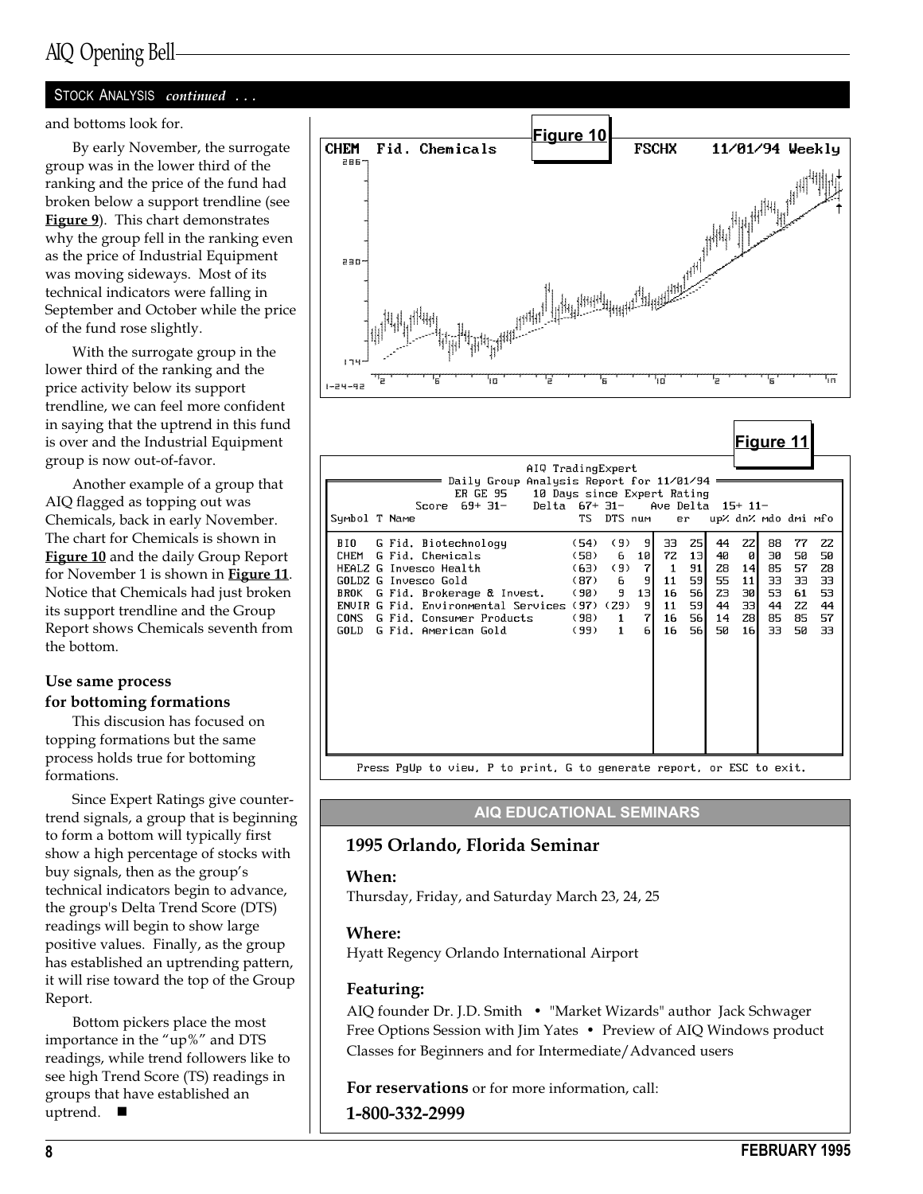STOCK ANALYSIS *continued . . .*

and bottoms look for.

By early November, the surrogate group was in the lower third of the ranking and the price of the fund had broken below a support trendline (see **Figure 9**). This chart demonstrates why the group fell in the ranking even as the price of Industrial Equipment was moving sideways. Most of its technical indicators were falling in September and October while the price of the fund rose slightly.

With the surrogate group in the lower third of the ranking and the price activity below its support trendline, we can feel more confident in saying that the uptrend in this fund is over and the Industrial Equipment group is now out-of-favor.

Another example of a group that AIQ flagged as topping out was Chemicals, back in early November. The chart for Chemicals is shown in **Figure 10** and the daily Group Report for November 1 is shown in **Figure 11**. Notice that Chemicals had just broken its support trendline and the Group Report shows Chemicals seventh from the bottom.

### Use same process for bottoming formations

This discusion has focused on topping formations but the same process holds true for bottoming formations.

Since Expert Ratings give counter-trend signals, a group that is beginning to form a bottom will typically first show a high percentage of stocks with buy signals, then as the group's technical indicators begin to advance, the group's Delta Trend Score (DTS) readings will begin to show large positive values. Finally, as the group has established an uptrending pattern, it will rise toward the top of the Group Report.

Bottom pickers place the most importance in the "up%" and DTS readings, while trend followers like to see high Trend Score (TS) readings in groups that have established an uptrend. ■

**Figure 10**

CHEM Fid. Chemicals FSCHX 11/01/94 Weekly

286
230
174
1-24-92
2 6 10 2 6 10 2 6 10

**Figure 11**

AIQ TradingExpert
Daily Group Analysis Report for 11/01/94
ER GE 95 10 Days since Expert Rating
Score 69+ 31- Delta 67+ 31- Ave Delta 15+ 11-

| Symbol | T | Name | TS | DTS | num | er | | up% | dn% | mdo | dmi | mfo |
|---|---|---|---|---|---|---|---|---|---|---|---|---|
| BIO | G | Fid. Biotechnology | (54) | (9) | 9 | 33 | 25 | 44 | 22 | 88 | 77 | 22 |
| CHEM | G | Fid. Chemicals | (58) | 6 | 10 | 72 | 13 | 40 | 0 | 30 | 50 | 50 |
| HEALZ | G | Invesco Health | (63) | (9) | 7 | 1 | 91 | 28 | 14 | 85 | 57 | 28 |
| GOLDZ | G | Invesco Gold | (87) | 6 | 9 | 11 | 59 | 55 | 11 | 33 | 33 | 33 |
| BROK | G | Fid. Brokerage & Invest. | (90) | 9 | 13 | 16 | 56 | 23 | 30 | 53 | 61 | 53 |
| ENVIR | G | Fid. Environmental Services | (97) | (29) | 9 | 11 | 59 | 44 | 33 | 44 | 22 | 44 |
| CONS | G | Fid. Consumer Products | (98) | 1 | 7 | 16 | 56 | 14 | 28 | 85 | 85 | 57 |
| GOLD | G | Fid. American Gold | (99) | 1 | 6 | 16 | 56 | 50 | 16 | 33 | 50 | 33 |

Press PgUp to view, P to print, G to generate report, or ESC to exit.

## AIQ EDUCATIONAL SEMINARS

### 1995 Orlando, Florida Seminar

**When:**
Thursday, Friday, and Saturday March 23, 24, 25

**Where:**
Hyatt Regency Orlando International Airport

**Featuring:**
AIQ founder Dr. J.D. Smith • "Market Wizards" author Jack Schwager
Free Options Session with Jim Yates • Preview of AIQ Windows product
Classes for Beginners and for Intermediate/Advanced users

**For reservations** or for more information, call:

**1-800-332-2999**